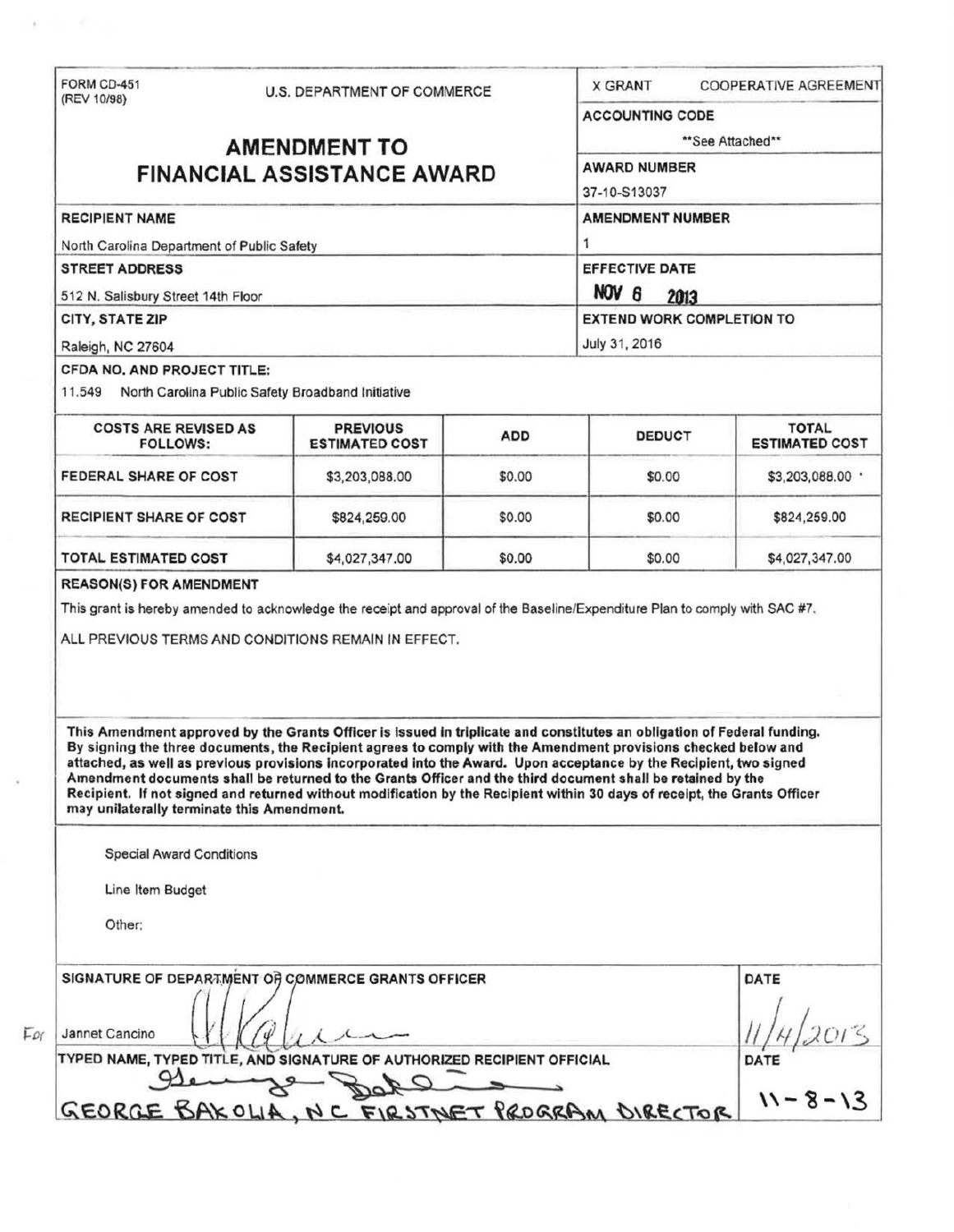FORM CD-451
(REV 10/98)

U.S. DEPARTMENT OF COMMERCE

# AMENDMENT TO FINANCIAL ASSISTANCE AWARD

X GRANT  COOPERATIVE AGREEMENT

**ACCOUNTING CODE**
**See Attached**

**AWARD NUMBER**
37-10-S13037

**RECIPIENT NAME**
North Carolina Department of Public Safety

**AMENDMENT NUMBER**
1

**STREET ADDRESS**
512 N. Salisbury Street 14th Floor

**EFFECTIVE DATE**
NOV 6 2013

**CITY, STATE ZIP**
Raleigh, NC 27604

**EXTEND WORK COMPLETION TO**
July 31, 2016

**CFDA NO. AND PROJECT TITLE:**
11.549 North Carolina Public Safety Broadband Initiative

| COSTS ARE REVISED AS FOLLOWS: | PREVIOUS ESTIMATED COST | ADD | DEDUCT | TOTAL ESTIMATED COST |
|---|---|---|---|---|
| FEDERAL SHARE OF COST | $3,203,088.00 | $0.00 | $0.00 | $3,203,088.00 |
| RECIPIENT SHARE OF COST | $824,259.00 | $0.00 | $0.00 | $824,259.00 |
| TOTAL ESTIMATED COST | $4,027,347.00 | $0.00 | $0.00 | $4,027,347.00 |

**REASON(S) FOR AMENDMENT**

This grant is hereby amended to acknowledge the receipt and approval of the Baseline/Expenditure Plan to comply with SAC #7.

ALL PREVIOUS TERMS AND CONDITIONS REMAIN IN EFFECT.

**This Amendment approved by the Grants Officer is issued in triplicate and constitutes an obligation of Federal funding. By signing the three documents, the Recipient agrees to comply with the Amendment provisions checked below and attached, as well as previous provisions incorporated into the Award. Upon acceptance by the Recipient, two signed Amendment documents shall be returned to the Grants Officer and the third document shall be retained by the Recipient. If not signed and returned without modification by the Recipient within 30 days of receipt, the Grants Officer may unilaterally terminate this Amendment.**

Special Award Conditions

Line Item Budget

Other:

**SIGNATURE OF DEPARTMENT OF COMMERCE GRANTS OFFICER**
For Jannet Cancino

**DATE**
11/4/2013

**TYPED NAME, TYPED TITLE, AND SIGNATURE OF AUTHORIZED RECIPIENT OFFICIAL**
GEORGE BAKOLIA, NC FIRSTNET PROGRAM DIRECTOR

**DATE**
11-8-13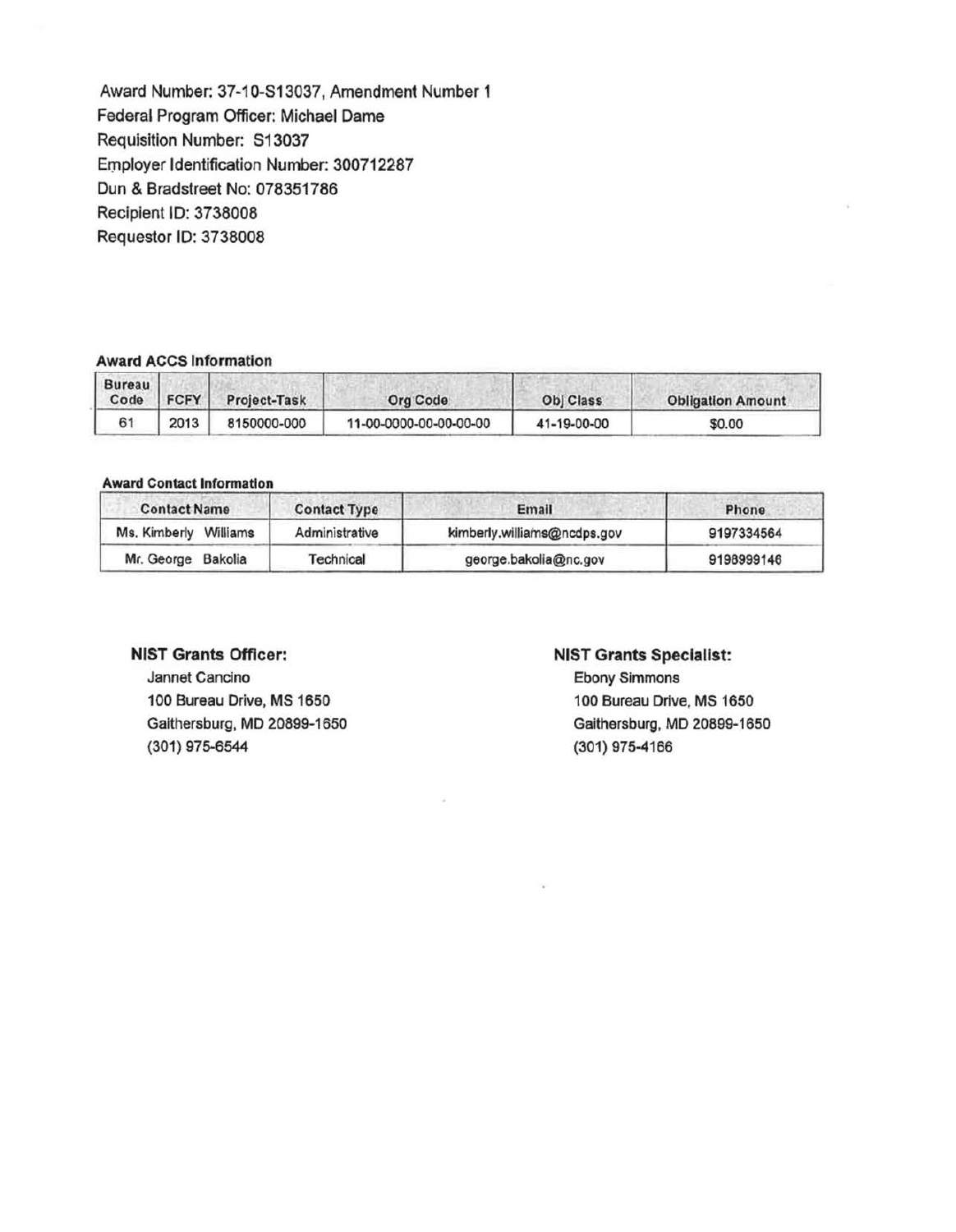Award Number: 37-10-S13037, Amendment Number 1
Federal Program Officer: Michael Dame
Requisition Number: S13037
Employer Identification Number: 300712287
Dun & Bradstreet No: 078351786
Recipient ID: 3738008
Requestor ID: 3738008

**Award ACCS Information**

| Bureau Code | FCFY | Project-Task | Org Code | Obj Class | Obligation Amount |
|---|---|---|---|---|---|
| 61 | 2013 | 8150000-000 | 11-00-0000-00-00-00-00 | 41-19-00-00 | $0.00 |

**Award Contact Information**

| Contact Name | Contact Type | Email | Phone |
|---|---|---|---|
| Ms. Kimberly Williams | Administrative | kimberly.williams@ncdps.gov | 9197334564 |
| Mr. George Bakolia | Technical | george.bakolia@nc.gov | 9198999146 |

**NIST Grants Officer:**
Jannet Cancino
100 Bureau Drive, MS 1650
Gaithersburg, MD 20899-1650
(301) 975-6544

**NIST Grants Specialist:**
Ebony Simmons
100 Bureau Drive, MS 1650
Gaithersburg, MD 20899-1650
(301) 975-4166